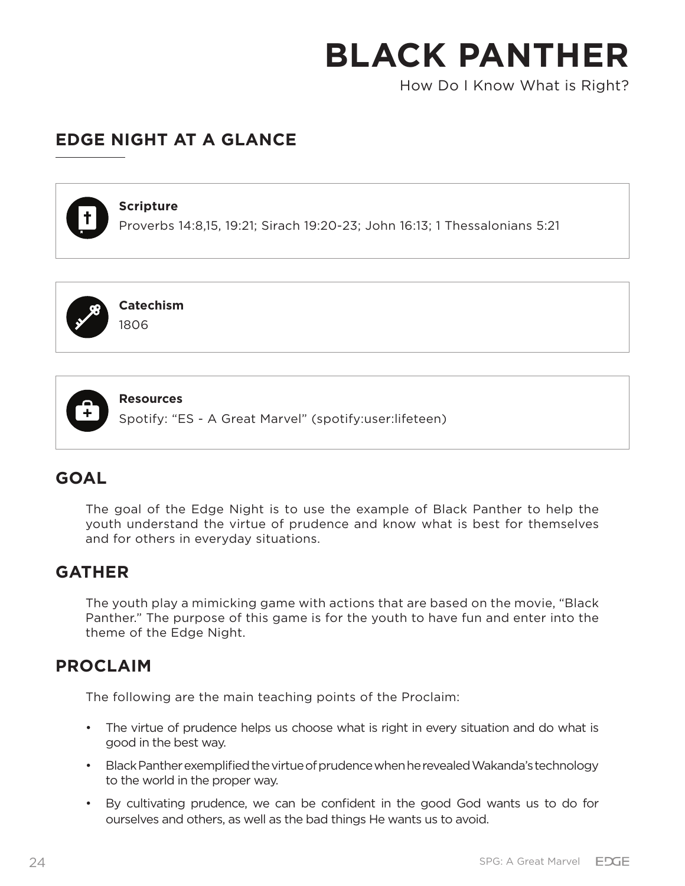# BLACK PANTHER

How Do I Know What is Right?

## EDGE NIGHT AT A GLANCE

**Scripture**
Proverbs 14:8,15, 19:21; Sirach 19:20-23; John 16:13; 1 Thessalonians 5:21

**Catechism**
1806

**Resources**
Spotify: "ES - A Great Marvel" (spotify:user:lifeteen)

## GOAL

The goal of the Edge Night is to use the example of Black Panther to help the youth understand the virtue of prudence and know what is best for themselves and for others in everyday situations.

## GATHER

The youth play a mimicking game with actions that are based on the movie, "Black Panther." The purpose of this game is for the youth to have fun and enter into the theme of the Edge Night.

## PROCLAIM

The following are the main teaching points of the Proclaim:

- The virtue of prudence helps us choose what is right in every situation and do what is good in the best way.
- Black Panther exemplified the virtue of prudence when he revealed Wakanda's technology to the world in the proper way.
- By cultivating prudence, we can be confident in the good God wants us to do for ourselves and others, as well as the bad things He wants us to avoid.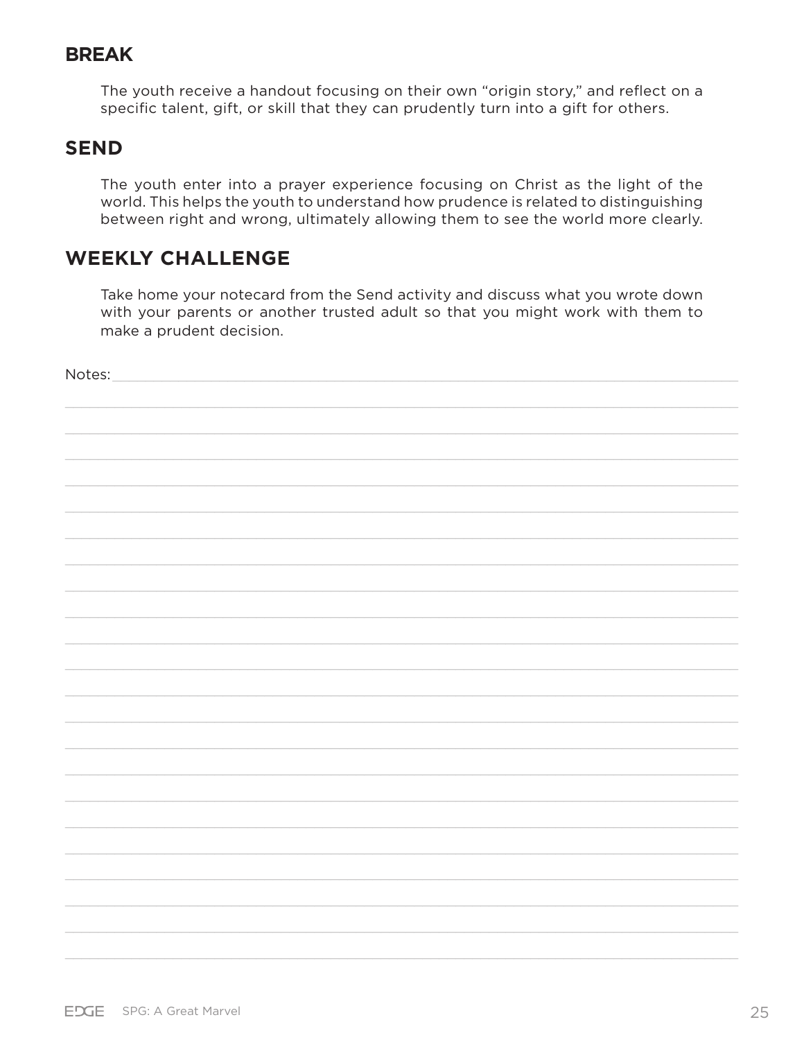## BREAK

The youth receive a handout focusing on their own "origin story," and reflect on a specific talent, gift, or skill that they can prudently turn into a gift for others.

## SEND

The youth enter into a prayer experience focusing on Christ as the light of the world. This helps the youth to understand how prudence is related to distinguishing between right and wrong, ultimately allowing them to see the world more clearly.

## WEEKLY CHALLENGE

Take home your notecard from the Send activity and discuss what you wrote down with your parents or another trusted adult so that you might work with them to make a prudent decision.

Notes: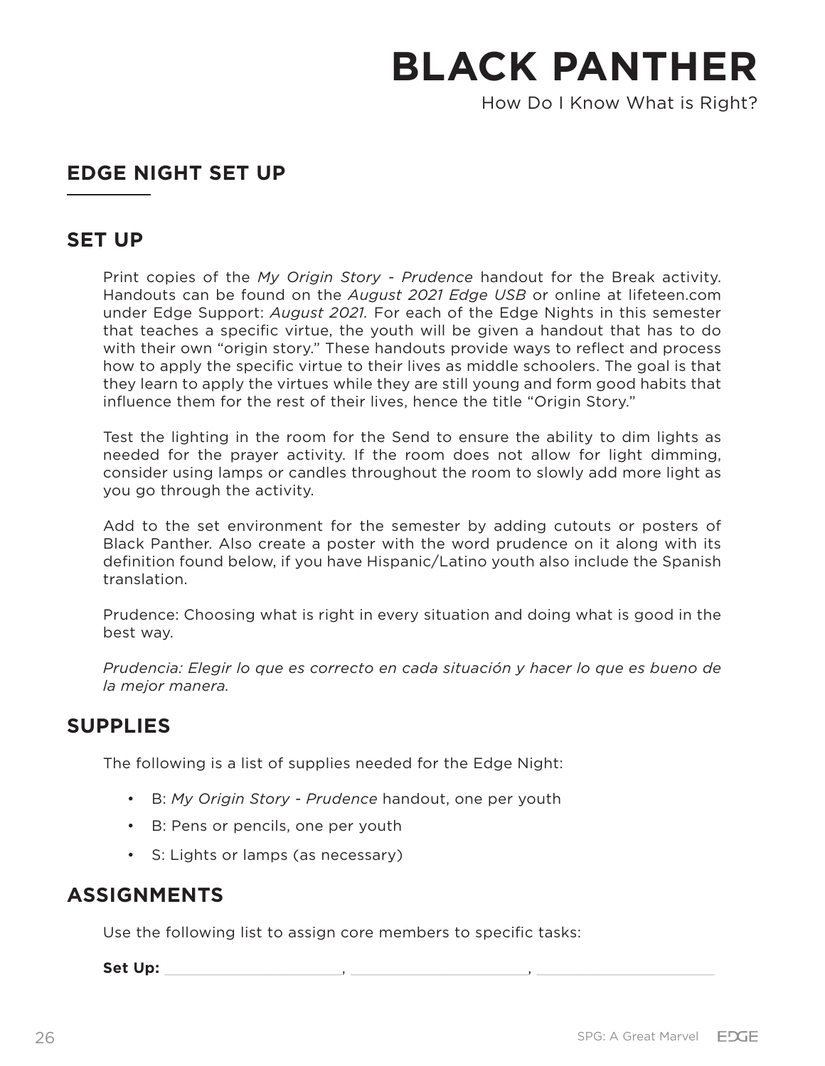# BLACK PANTHER

How Do I Know What is Right?

## EDGE NIGHT SET UP

### SET UP

Print copies of the *My Origin Story - Prudence* handout for the Break activity. Handouts can be found on the *August 2021 Edge USB* or online at lifeteen.com under Edge Support: *August 2021.* For each of the Edge Nights in this semester that teaches a specific virtue, the youth will be given a handout that has to do with their own "origin story." These handouts provide ways to reflect and process how to apply the specific virtue to their lives as middle schoolers. The goal is that they learn to apply the virtues while they are still young and form good habits that influence them for the rest of their lives, hence the title "Origin Story."

Test the lighting in the room for the Send to ensure the ability to dim lights as needed for the prayer activity. If the room does not allow for light dimming, consider using lamps or candles throughout the room to slowly add more light as you go through the activity.

Add to the set environment for the semester by adding cutouts or posters of Black Panther. Also create a poster with the word prudence on it along with its definition found below, if you have Hispanic/Latino youth also include the Spanish translation.

Prudence: Choosing what is right in every situation and doing what is good in the best way.

*Prudencia: Elegir lo que es correcto en cada situación y hacer lo que es bueno de la mejor manera.*

### SUPPLIES

The following is a list of supplies needed for the Edge Night:

- B: *My Origin Story - Prudence* handout, one per youth
- B: Pens or pencils, one per youth
- S: Lights or lamps (as necessary)

### ASSIGNMENTS

Use the following list to assign core members to specific tasks:

**Set Up:** ____________________, ____________________, ____________________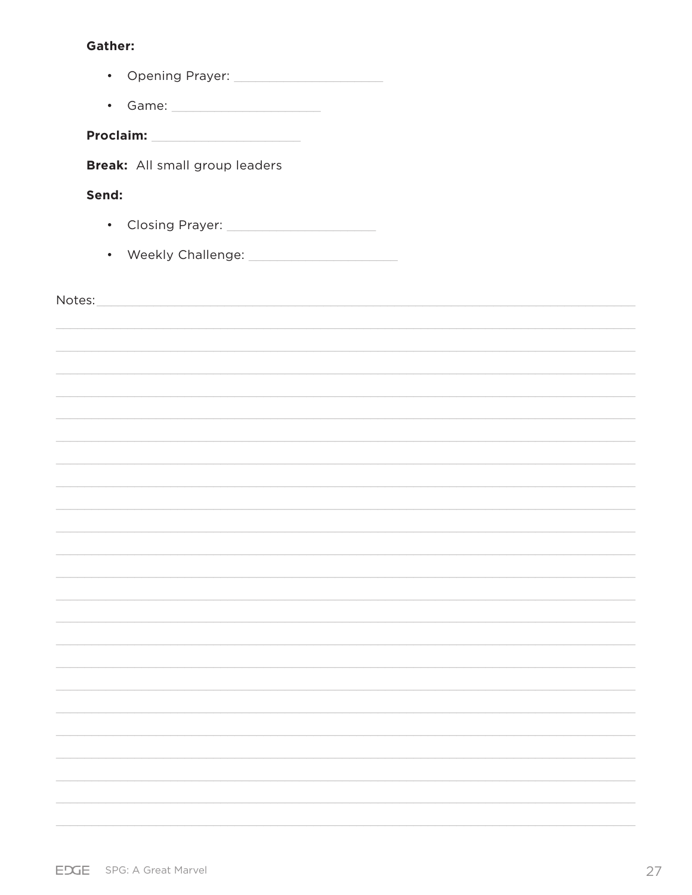**Gather:**

- Opening Prayer: ______________________
- Game: ______________________

**Proclaim:** ______________________

**Break:** All small group leaders

**Send:**

- Closing Prayer: ______________________
- Weekly Challenge: ______________________

Notes: ______________________________________________________________________________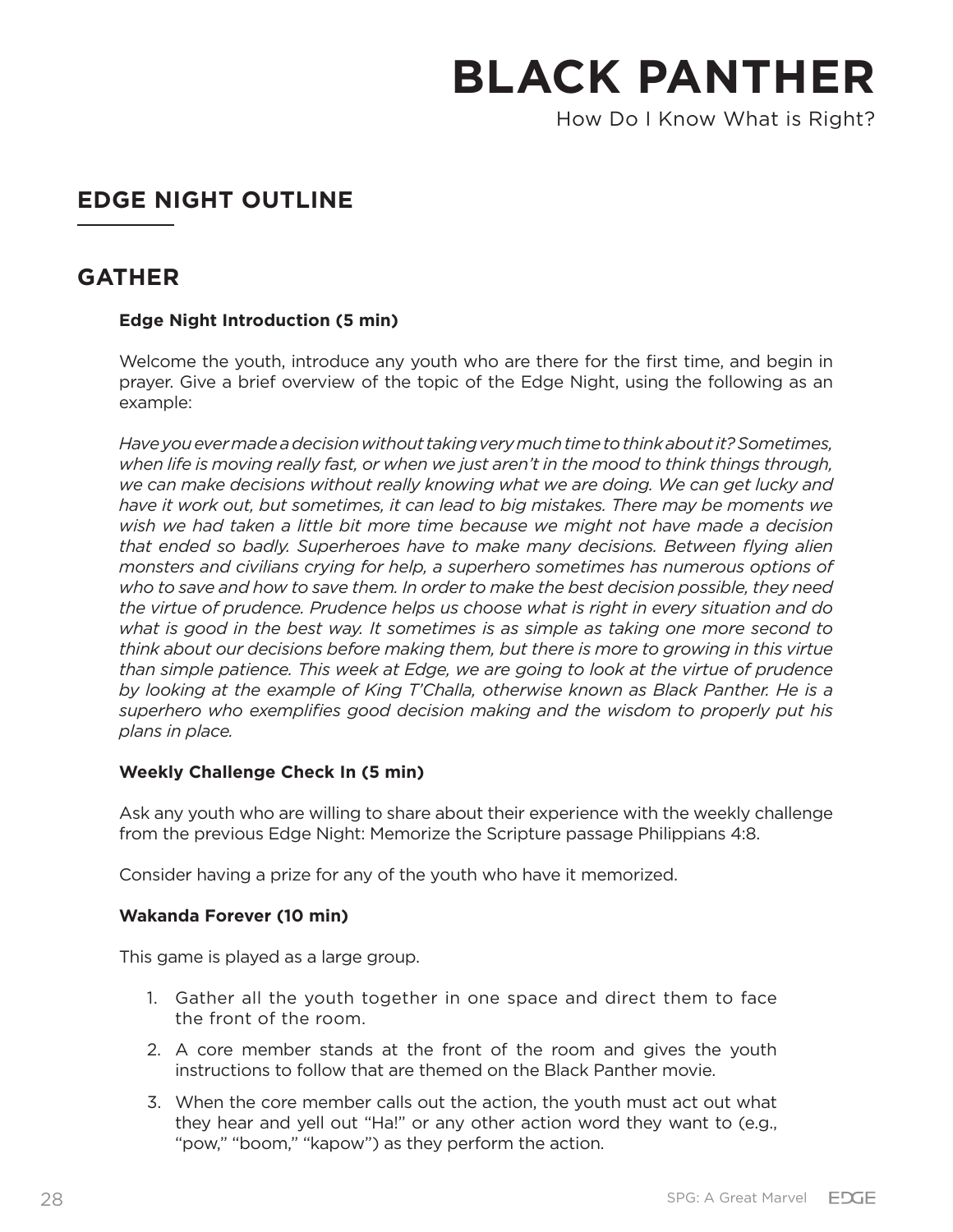# BLACK PANTHER

How Do I Know What is Right?

## EDGE NIGHT OUTLINE

## GATHER

**Edge Night Introduction (5 min)**

Welcome the youth, introduce any youth who are there for the first time, and begin in prayer. Give a brief overview of the topic of the Edge Night, using the following as an example:

*Have you ever made a decision without taking very much time to think about it? Sometimes, when life is moving really fast, or when we just aren't in the mood to think things through, we can make decisions without really knowing what we are doing. We can get lucky and have it work out, but sometimes, it can lead to big mistakes. There may be moments we wish we had taken a little bit more time because we might not have made a decision that ended so badly. Superheroes have to make many decisions. Between flying alien monsters and civilians crying for help, a superhero sometimes has numerous options of who to save and how to save them. In order to make the best decision possible, they need the virtue of prudence. Prudence helps us choose what is right in every situation and do what is good in the best way. It sometimes is as simple as taking one more second to think about our decisions before making them, but there is more to growing in this virtue than simple patience. This week at Edge, we are going to look at the virtue of prudence by looking at the example of King T'Challa, otherwise known as Black Panther. He is a superhero who exemplifies good decision making and the wisdom to properly put his plans in place.*

**Weekly Challenge Check In (5 min)**

Ask any youth who are willing to share about their experience with the weekly challenge from the previous Edge Night: Memorize the Scripture passage Philippians 4:8.

Consider having a prize for any of the youth who have it memorized.

**Wakanda Forever (10 min)**

This game is played as a large group.

1. Gather all the youth together in one space and direct them to face the front of the room.
2. A core member stands at the front of the room and gives the youth instructions to follow that are themed on the Black Panther movie.
3. When the core member calls out the action, the youth must act out what they hear and yell out "Ha!" or any other action word they want to (e.g., "pow," "boom," "kapow") as they perform the action.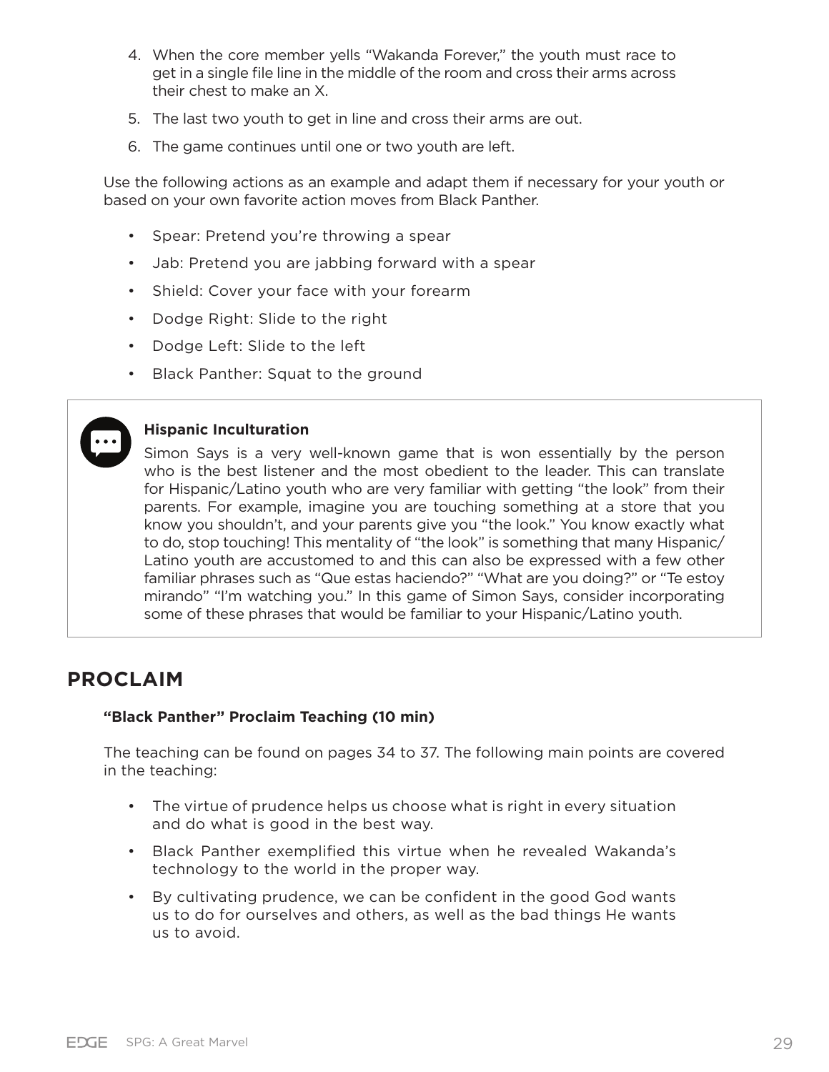4. When the core member yells "Wakanda Forever," the youth must race to get in a single file line in the middle of the room and cross their arms across their chest to make an X.
5. The last two youth to get in line and cross their arms are out.
6. The game continues until one or two youth are left.

Use the following actions as an example and adapt them if necessary for your youth or based on your own favorite action moves from Black Panther.

- Spear: Pretend you're throwing a spear
- Jab: Pretend you are jabbing forward with a spear
- Shield: Cover your face with your forearm
- Dodge Right: Slide to the right
- Dodge Left: Slide to the left
- Black Panther: Squat to the ground

> **Hispanic Inculturation**
>
> Simon Says is a very well-known game that is won essentially by the person who is the best listener and the most obedient to the leader. This can translate for Hispanic/Latino youth who are very familiar with getting "the look" from their parents. For example, imagine you are touching something at a store that you know you shouldn't, and your parents give you "the look." You know exactly what to do, stop touching! This mentality of "the look" is something that many Hispanic/Latino youth are accustomed to and this can also be expressed with a few other familiar phrases such as "Que estas haciendo?" "What are you doing?" or "Te estoy mirando" "I'm watching you." In this game of Simon Says, consider incorporating some of these phrases that would be familiar to your Hispanic/Latino youth.

## PROCLAIM

**"Black Panther" Proclaim Teaching (10 min)**

The teaching can be found on pages 34 to 37. The following main points are covered in the teaching:

- The virtue of prudence helps us choose what is right in every situation and do what is good in the best way.
- Black Panther exemplified this virtue when he revealed Wakanda's technology to the world in the proper way.
- By cultivating prudence, we can be confident in the good God wants us to do for ourselves and others, as well as the bad things He wants us to avoid.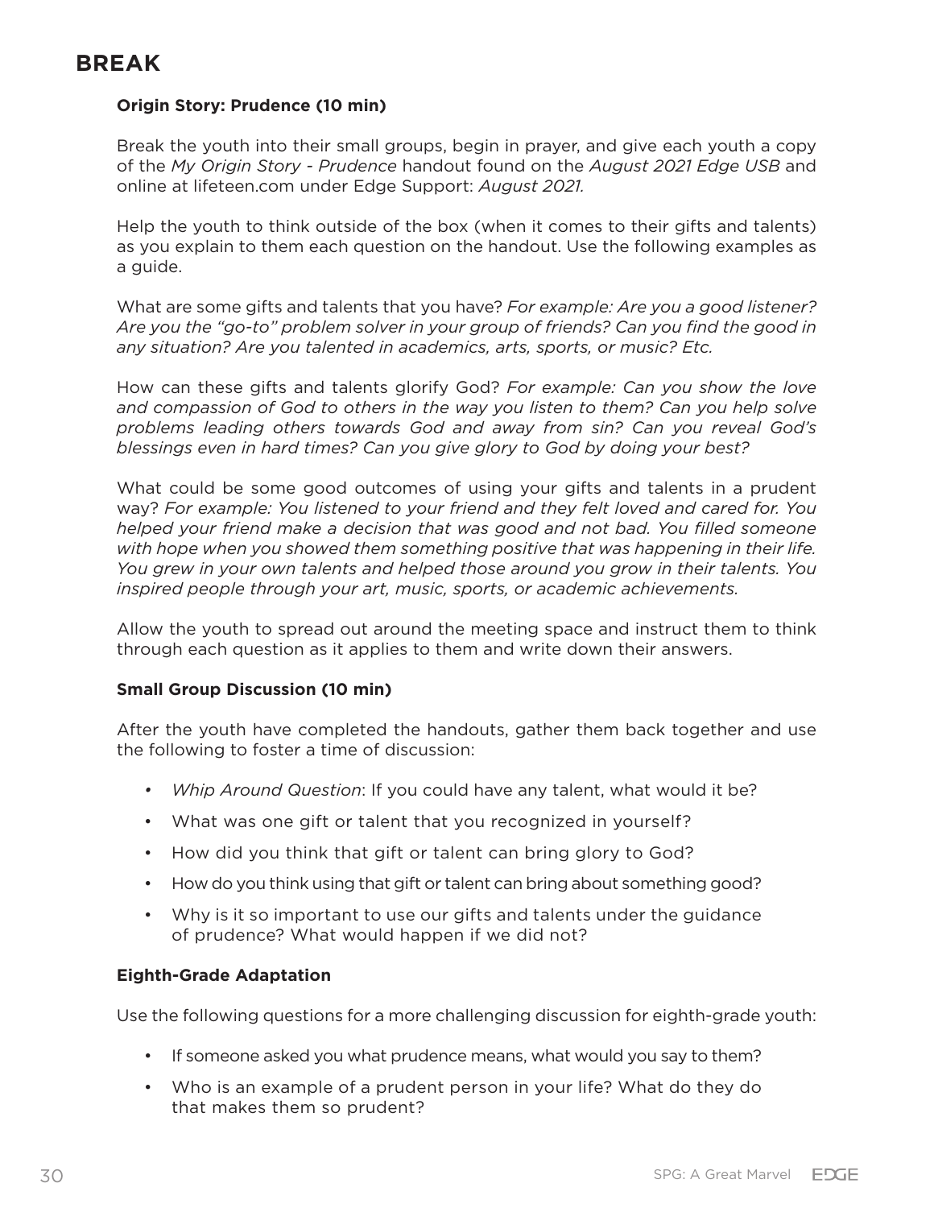## BREAK

### Origin Story: Prudence (10 min)

Break the youth into their small groups, begin in prayer, and give each youth a copy of the *My Origin Story - Prudence* handout found on the *August 2021 Edge USB* and online at lifeteen.com under Edge Support: *August 2021.*

Help the youth to think outside of the box (when it comes to their gifts and talents) as you explain to them each question on the handout. Use the following examples as a guide.

What are some gifts and talents that you have? *For example: Are you a good listener? Are you the "go-to" problem solver in your group of friends? Can you find the good in any situation? Are you talented in academics, arts, sports, or music? Etc.*

How can these gifts and talents glorify God? *For example: Can you show the love and compassion of God to others in the way you listen to them? Can you help solve problems leading others towards God and away from sin? Can you reveal God's blessings even in hard times? Can you give glory to God by doing your best?*

What could be some good outcomes of using your gifts and talents in a prudent way? *For example: You listened to your friend and they felt loved and cared for. You helped your friend make a decision that was good and not bad. You filled someone with hope when you showed them something positive that was happening in their life. You grew in your own talents and helped those around you grow in their talents. You inspired people through your art, music, sports, or academic achievements.*

Allow the youth to spread out around the meeting space and instruct them to think through each question as it applies to them and write down their answers.

### Small Group Discussion (10 min)

After the youth have completed the handouts, gather them back together and use the following to foster a time of discussion:

- *Whip Around Question*: If you could have any talent, what would it be?
- What was one gift or talent that you recognized in yourself?
- How did you think that gift or talent can bring glory to God?
- How do you think using that gift or talent can bring about something good?
- Why is it so important to use our gifts and talents under the guidance of prudence? What would happen if we did not?

### Eighth-Grade Adaptation

Use the following questions for a more challenging discussion for eighth-grade youth:

- If someone asked you what prudence means, what would you say to them?
- Who is an example of a prudent person in your life? What do they do that makes them so prudent?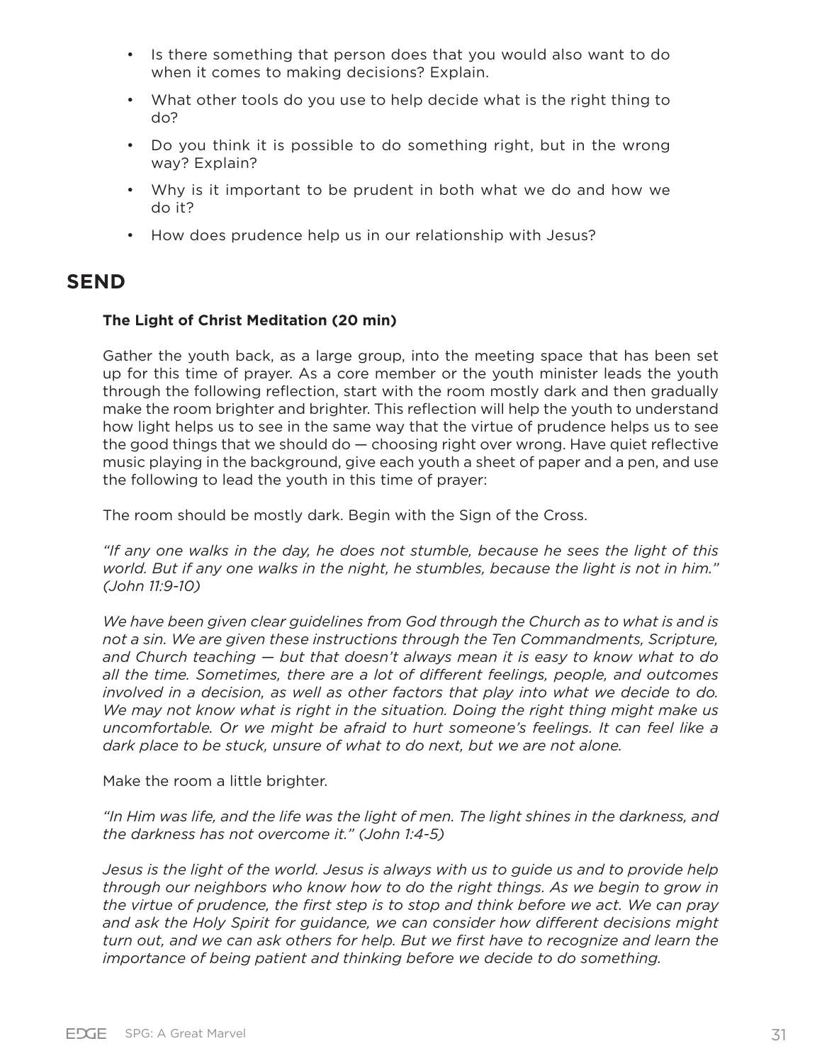- Is there something that person does that you would also want to do when it comes to making decisions? Explain.
- What other tools do you use to help decide what is the right thing to do?
- Do you think it is possible to do something right, but in the wrong way? Explain?
- Why is it important to be prudent in both what we do and how we do it?
- How does prudence help us in our relationship with Jesus?

## SEND

**The Light of Christ Meditation (20 min)**

Gather the youth back, as a large group, into the meeting space that has been set up for this time of prayer. As a core member or the youth minister leads the youth through the following reflection, start with the room mostly dark and then gradually make the room brighter and brighter. This reflection will help the youth to understand how light helps us to see in the same way that the virtue of prudence helps us to see the good things that we should do — choosing right over wrong. Have quiet reflective music playing in the background, give each youth a sheet of paper and a pen, and use the following to lead the youth in this time of prayer:

The room should be mostly dark. Begin with the Sign of the Cross.

*"If any one walks in the day, he does not stumble, because he sees the light of this world. But if any one walks in the night, he stumbles, because the light is not in him." (John 11:9-10)*

*We have been given clear guidelines from God through the Church as to what is and is not a sin. We are given these instructions through the Ten Commandments, Scripture, and Church teaching — but that doesn't always mean it is easy to know what to do all the time. Sometimes, there are a lot of different feelings, people, and outcomes involved in a decision, as well as other factors that play into what we decide to do. We may not know what is right in the situation. Doing the right thing might make us uncomfortable. Or we might be afraid to hurt someone's feelings. It can feel like a dark place to be stuck, unsure of what to do next, but we are not alone.*

Make the room a little brighter.

*"In Him was life, and the life was the light of men. The light shines in the darkness, and the darkness has not overcome it." (John 1:4-5)*

*Jesus is the light of the world. Jesus is always with us to guide us and to provide help through our neighbors who know how to do the right things. As we begin to grow in the virtue of prudence, the first step is to stop and think before we act. We can pray and ask the Holy Spirit for guidance, we can consider how different decisions might turn out, and we can ask others for help. But we first have to recognize and learn the importance of being patient and thinking before we decide to do something.*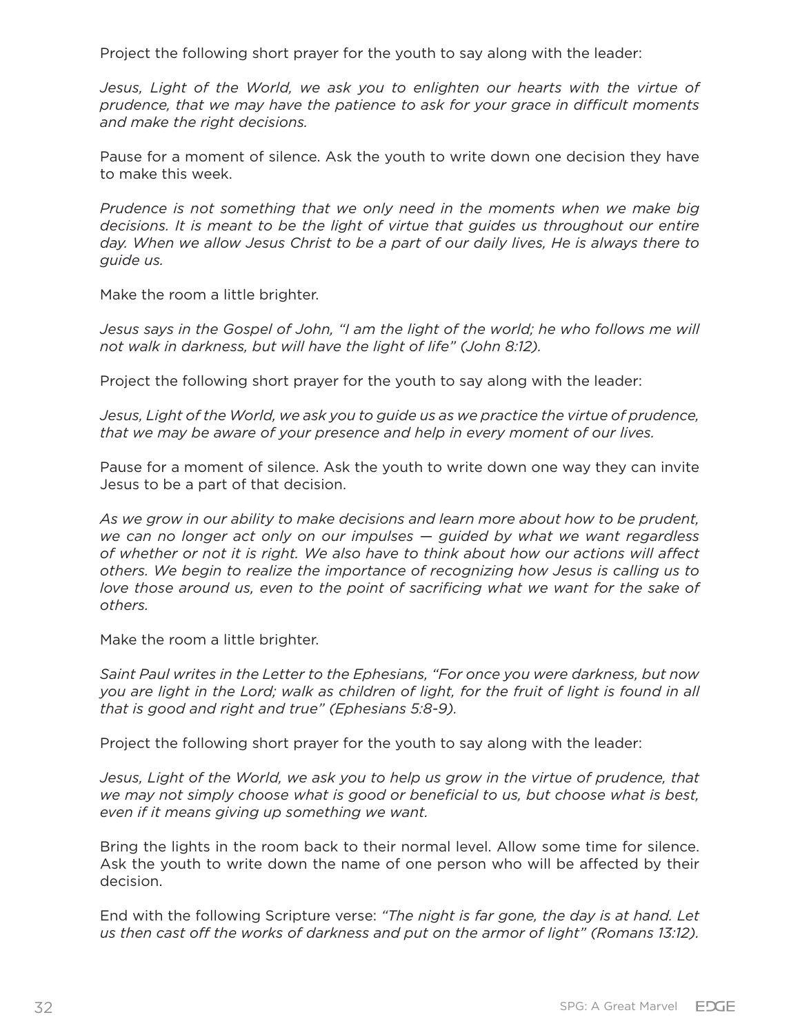Project the following short prayer for the youth to say along with the leader:

*Jesus, Light of the World, we ask you to enlighten our hearts with the virtue of prudence, that we may have the patience to ask for your grace in difficult moments and make the right decisions.*

Pause for a moment of silence. Ask the youth to write down one decision they have to make this week.

*Prudence is not something that we only need in the moments when we make big decisions. It is meant to be the light of virtue that guides us throughout our entire day. When we allow Jesus Christ to be a part of our daily lives, He is always there to guide us.*

Make the room a little brighter.

*Jesus says in the Gospel of John, "I am the light of the world; he who follows me will not walk in darkness, but will have the light of life" (John 8:12).*

Project the following short prayer for the youth to say along with the leader:

*Jesus, Light of the World, we ask you to guide us as we practice the virtue of prudence, that we may be aware of your presence and help in every moment of our lives.*

Pause for a moment of silence. Ask the youth to write down one way they can invite Jesus to be a part of that decision.

*As we grow in our ability to make decisions and learn more about how to be prudent, we can no longer act only on our impulses — guided by what we want regardless of whether or not it is right. We also have to think about how our actions will affect others. We begin to realize the importance of recognizing how Jesus is calling us to love those around us, even to the point of sacrificing what we want for the sake of others.*

Make the room a little brighter.

*Saint Paul writes in the Letter to the Ephesians, "For once you were darkness, but now you are light in the Lord; walk as children of light, for the fruit of light is found in all that is good and right and true" (Ephesians 5:8-9).*

Project the following short prayer for the youth to say along with the leader:

*Jesus, Light of the World, we ask you to help us grow in the virtue of prudence, that we may not simply choose what is good or beneficial to us, but choose what is best, even if it means giving up something we want.*

Bring the lights in the room back to their normal level. Allow some time for silence. Ask the youth to write down the name of one person who will be affected by their decision.

End with the following Scripture verse: *"The night is far gone, the day is at hand. Let us then cast off the works of darkness and put on the armor of light" (Romans 13:12).*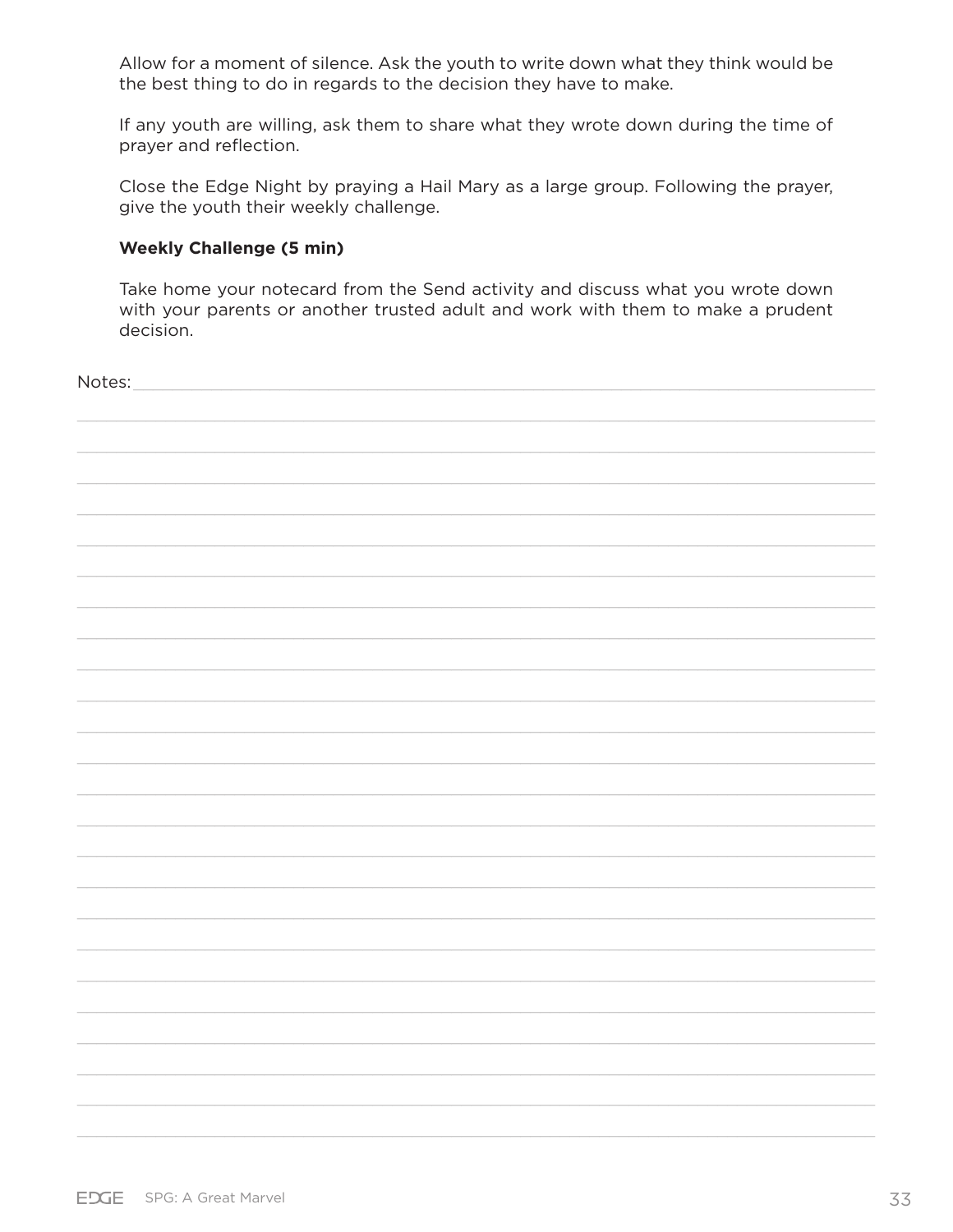Allow for a moment of silence. Ask the youth to write down what they think would be the best thing to do in regards to the decision they have to make.

If any youth are willing, ask them to share what they wrote down during the time of prayer and reflection.

Close the Edge Night by praying a Hail Mary as a large group. Following the prayer, give the youth their weekly challenge.

**Weekly Challenge (5 min)**

Take home your notecard from the Send activity and discuss what you wrote down with your parents or another trusted adult and work with them to make a prudent decision.

Notes: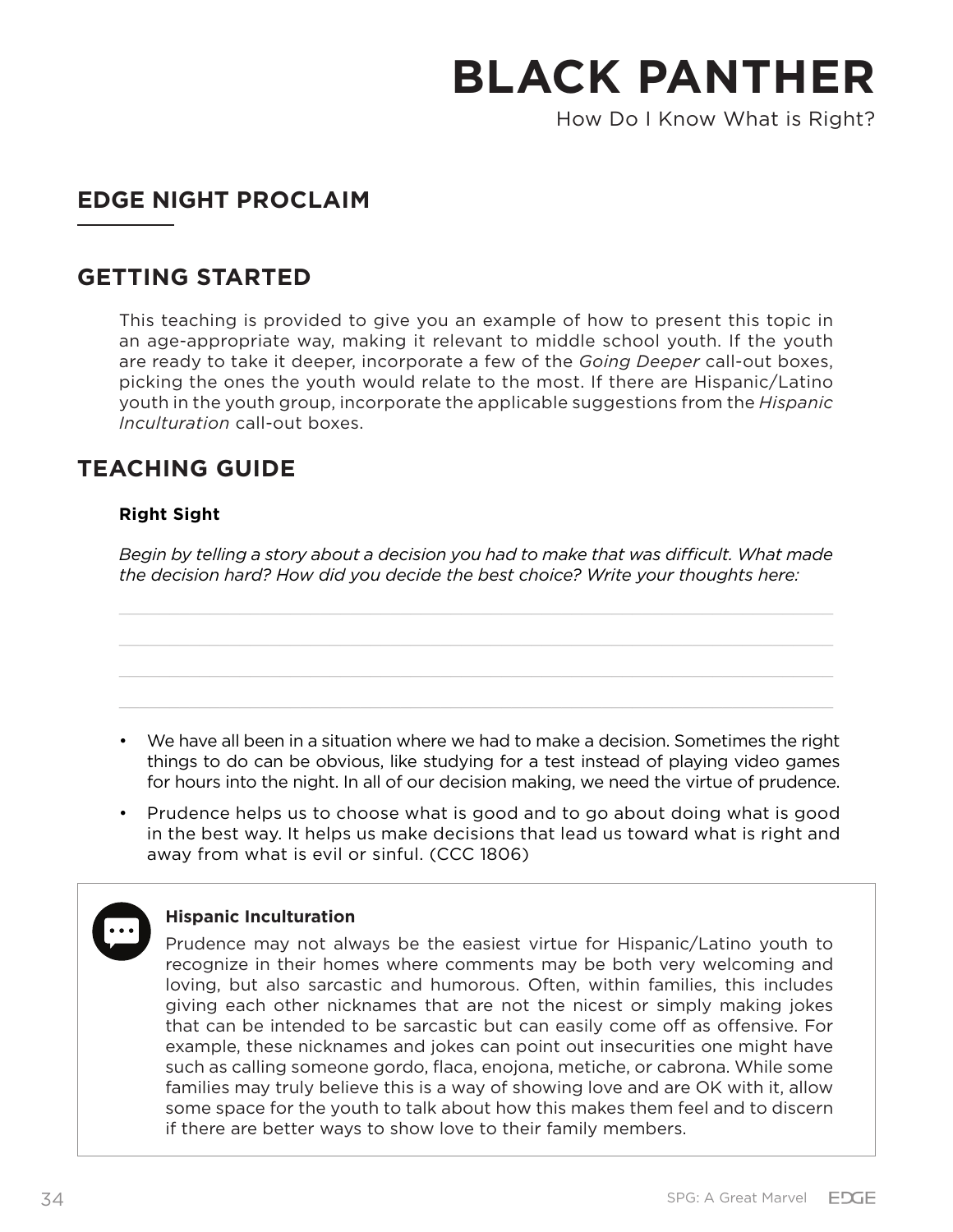# BLACK PANTHER

How Do I Know What is Right?

## EDGE NIGHT PROCLAIM

## GETTING STARTED

This teaching is provided to give you an example of how to present this topic in an age-appropriate way, making it relevant to middle school youth. If the youth are ready to take it deeper, incorporate a few of the *Going Deeper* call-out boxes, picking the ones the youth would relate to the most. If there are Hispanic/Latino youth in the youth group, incorporate the applicable suggestions from the *Hispanic Inculturation* call-out boxes.

## TEACHING GUIDE

**Right Sight**

*Begin by telling a story about a decision you had to make that was difficult. What made the decision hard? How did you decide the best choice? Write your thoughts here:*

- We have all been in a situation where we had to make a decision. Sometimes the right things to do can be obvious, like studying for a test instead of playing video games for hours into the night. In all of our decision making, we need the virtue of prudence.
- Prudence helps us to choose what is good and to go about doing what is good in the best way. It helps us make decisions that lead us toward what is right and away from what is evil or sinful. (CCC 1806)

**Hispanic Inculturation**

Prudence may not always be the easiest virtue for Hispanic/Latino youth to recognize in their homes where comments may be both very welcoming and loving, but also sarcastic and humorous. Often, within families, this includes giving each other nicknames that are not the nicest or simply making jokes that can be intended to be sarcastic but can easily come off as offensive. For example, these nicknames and jokes can point out insecurities one might have such as calling someone gordo, flaca, enojona, metiche, or cabrona. While some families may truly believe this is a way of showing love and are OK with it, allow some space for the youth to talk about how this makes them feel and to discern if there are better ways to show love to their family members.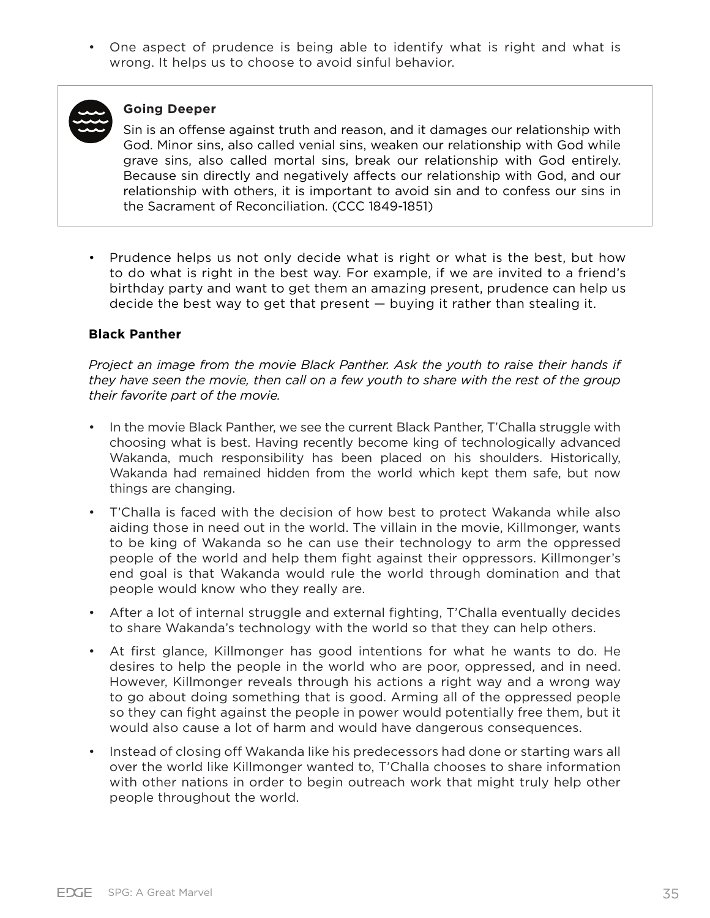- One aspect of prudence is being able to identify what is right and what is wrong. It helps us to choose to avoid sinful behavior.

> **Going Deeper**
>
> Sin is an offense against truth and reason, and it damages our relationship with God. Minor sins, also called venial sins, weaken our relationship with God while grave sins, also called mortal sins, break our relationship with God entirely. Because sin directly and negatively affects our relationship with God, and our relationship with others, it is important to avoid sin and to confess our sins in the Sacrament of Reconciliation. (CCC 1849-1851)

- Prudence helps us not only decide what is right or what is the best, but how to do what is right in the best way. For example, if we are invited to a friend's birthday party and want to get them an amazing present, prudence can help us decide the best way to get that present — buying it rather than stealing it.

**Black Panther**

*Project an image from the movie Black Panther. Ask the youth to raise their hands if they have seen the movie, then call on a few youth to share with the rest of the group their favorite part of the movie.*

- In the movie Black Panther, we see the current Black Panther, T'Challa struggle with choosing what is best. Having recently become king of technologically advanced Wakanda, much responsibility has been placed on his shoulders. Historically, Wakanda had remained hidden from the world which kept them safe, but now things are changing.
- T'Challa is faced with the decision of how best to protect Wakanda while also aiding those in need out in the world. The villain in the movie, Killmonger, wants to be king of Wakanda so he can use their technology to arm the oppressed people of the world and help them fight against their oppressors. Killmonger's end goal is that Wakanda would rule the world through domination and that people would know who they really are.
- After a lot of internal struggle and external fighting, T'Challa eventually decides to share Wakanda's technology with the world so that they can help others.
- At first glance, Killmonger has good intentions for what he wants to do. He desires to help the people in the world who are poor, oppressed, and in need. However, Killmonger reveals through his actions a right way and a wrong way to go about doing something that is good. Arming all of the oppressed people so they can fight against the people in power would potentially free them, but it would also cause a lot of harm and would have dangerous consequences.
- Instead of closing off Wakanda like his predecessors had done or starting wars all over the world like Killmonger wanted to, T'Challa chooses to share information with other nations in order to begin outreach work that might truly help other people throughout the world.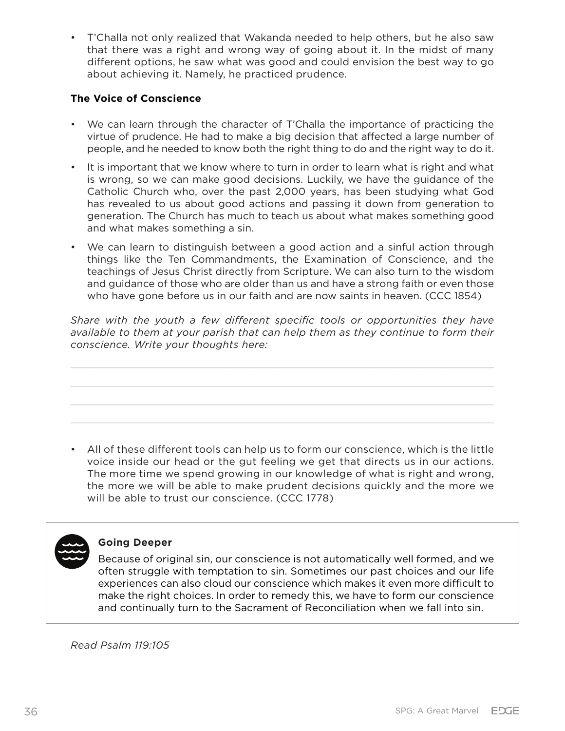- T'Challa not only realized that Wakanda needed to help others, but he also saw that there was a right and wrong way of going about it. In the midst of many different options, he saw what was good and could envision the best way to go about achieving it. Namely, he practiced prudence.

**The Voice of Conscience**

- We can learn through the character of T'Challa the importance of practicing the virtue of prudence. He had to make a big decision that affected a large number of people, and he needed to know both the right thing to do and the right way to do it.
- It is important that we know where to turn in order to learn what is right and what is wrong, so we can make good decisions. Luckily, we have the guidance of the Catholic Church who, over the past 2,000 years, has been studying what God has revealed to us about good actions and passing it down from generation to generation. The Church has much to teach us about what makes something good and what makes something a sin.
- We can learn to distinguish between a good action and a sinful action through things like the Ten Commandments, the Examination of Conscience, and the teachings of Jesus Christ directly from Scripture. We can also turn to the wisdom and guidance of those who are older than us and have a strong faith or even those who have gone before us in our faith and are now saints in heaven. (CCC 1854)

*Share with the youth a few different specific tools or opportunities they have available to them at your parish that can help them as they continue to form their conscience. Write your thoughts here:*

- All of these different tools can help us to form our conscience, which is the little voice inside our head or the gut feeling we get that directs us in our actions. The more time we spend growing in our knowledge of what is right and wrong, the more we will be able to make prudent decisions quickly and the more we will be able to trust our conscience. (CCC 1778)

**Going Deeper**

Because of original sin, our conscience is not automatically well formed, and we often struggle with temptation to sin. Sometimes our past choices and our life experiences can also cloud our conscience which makes it even more difficult to make the right choices. In order to remedy this, we have to form our conscience and continually turn to the Sacrament of Reconciliation when we fall into sin.

*Read Psalm 119:105*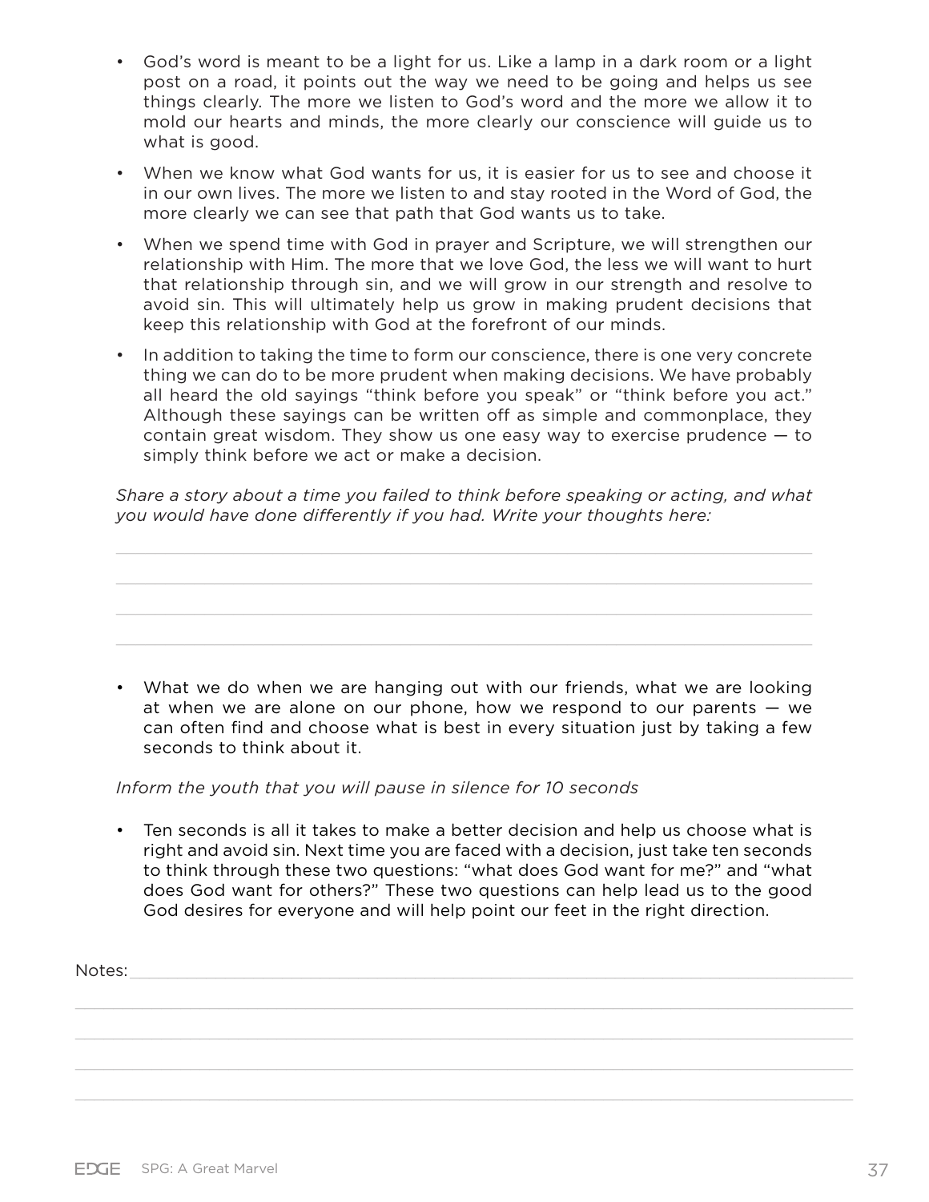- God's word is meant to be a light for us. Like a lamp in a dark room or a light post on a road, it points out the way we need to be going and helps us see things clearly. The more we listen to God's word and the more we allow it to mold our hearts and minds, the more clearly our conscience will guide us to what is good.
- When we know what God wants for us, it is easier for us to see and choose it in our own lives. The more we listen to and stay rooted in the Word of God, the more clearly we can see that path that God wants us to take.
- When we spend time with God in prayer and Scripture, we will strengthen our relationship with Him. The more that we love God, the less we will want to hurt that relationship through sin, and we will grow in our strength and resolve to avoid sin. This will ultimately help us grow in making prudent decisions that keep this relationship with God at the forefront of our minds.
- In addition to taking the time to form our conscience, there is one very concrete thing we can do to be more prudent when making decisions. We have probably all heard the old sayings "think before you speak" or "think before you act." Although these sayings can be written off as simple and commonplace, they contain great wisdom. They show us one easy way to exercise prudence — to simply think before we act or make a decision.

*Share a story about a time you failed to think before speaking or acting, and what you would have done differently if you had. Write your thoughts here:*

______________________________________________

______________________________________________

______________________________________________

______________________________________________

- What we do when we are hanging out with our friends, what we are looking at when we are alone on our phone, how we respond to our parents — we can often find and choose what is best in every situation just by taking a few seconds to think about it.

*Inform the youth that you will pause in silence for 10 seconds*

- Ten seconds is all it takes to make a better decision and help us choose what is right and avoid sin. Next time you are faced with a decision, just take ten seconds to think through these two questions: "what does God want for me?" and "what does God want for others?" These two questions can help lead us to the good God desires for everyone and will help point our feet in the right direction.

Notes: ______________________________________________

______________________________________________

______________________________________________

______________________________________________

______________________________________________